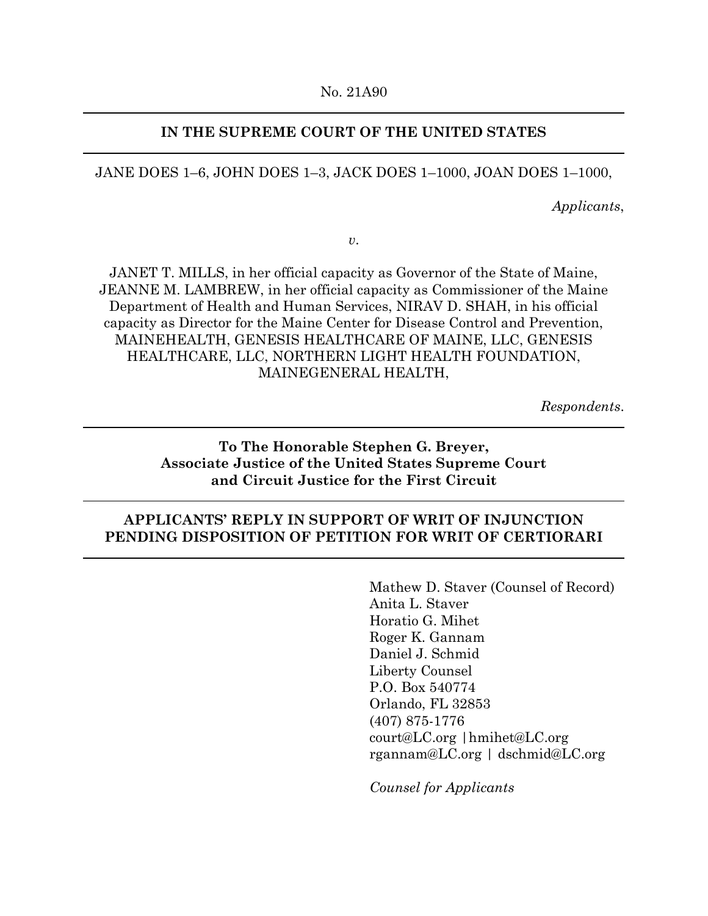No. 21A90

---

**IN THE SUPREME COURT OF THE UNITED STATES**

---

JANE DOES 1–6, JOHN DOES 1–3, JACK DOES 1–1000, JOAN DOES 1–1000,

*Applicants*,

*v*.

JANET T. MILLS, in her official capacity as Governor of the State of Maine, JEANNE M. LAMBREW, in her official capacity as Commissioner of the Maine Department of Health and Human Services, NIRAV D. SHAH, in his official capacity as Director for the Maine Center for Disease Control and Prevention, MAINEHEALTH, GENESIS HEALTHCARE OF MAINE, LLC, GENESIS HEALTHCARE, LLC, NORTHERN LIGHT HEALTH FOUNDATION, MAINEGENERAL HEALTH,

*Respondents*.

---

**To The Honorable Stephen G. Breyer,**
**Associate Justice of the United States Supreme Court**
**and Circuit Justice for the First Circuit**

---

**APPLICANTS' REPLY IN SUPPORT OF WRIT OF INJUNCTION PENDING DISPOSITION OF PETITION FOR WRIT OF CERTIORARI**

---

Mathew D. Staver (Counsel of Record)
Anita L. Staver
Horatio G. Mihet
Roger K. Gannam
Daniel J. Schmid
Liberty Counsel
P.O. Box 540774
Orlando, FL 32853
(407) 875-1776
court@LC.org | hmihet@LC.org
rgannam@LC.org | dschmid@LC.org

*Counsel for Applicants*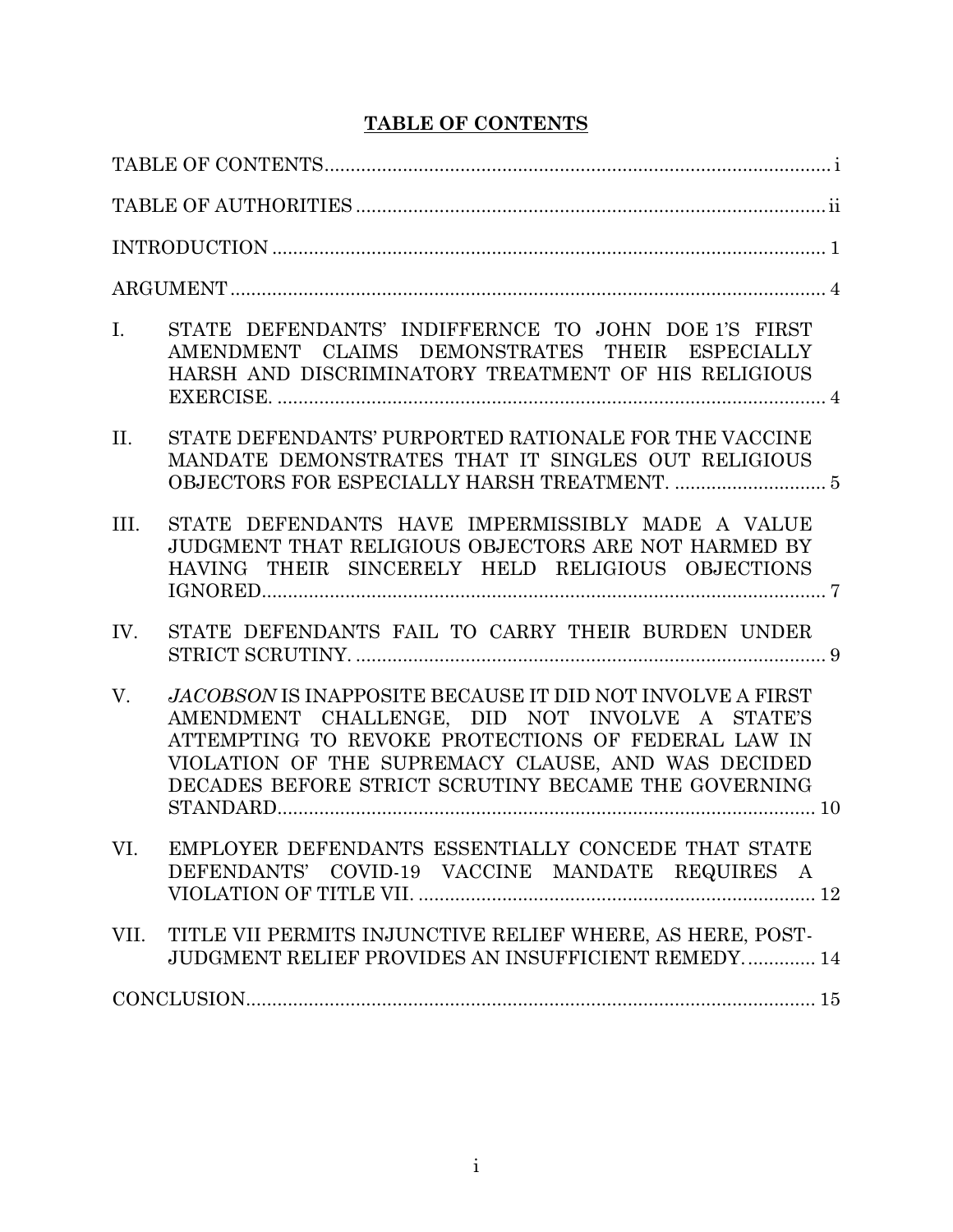## TABLE OF CONTENTS

| | |
|---|---|
| TABLE OF CONTENTS | i |
| TABLE OF AUTHORITIES | ii |
| INTRODUCTION | 1 |
| ARGUMENT | 4 |
| I. STATE DEFENDANTS' INDIFFERNCE TO JOHN DOE 1'S FIRST AMENDMENT CLAIMS DEMONSTRATES THEIR ESPECIALLY HARSH AND DISCRIMINATORY TREATMENT OF HIS RELIGIOUS EXERCISE. | 4 |
| II. STATE DEFENDANTS' PURPORTED RATIONALE FOR THE VACCINE MANDATE DEMONSTRATES THAT IT SINGLES OUT RELIGIOUS OBJECTORS FOR ESPECIALLY HARSH TREATMENT. | 5 |
| III. STATE DEFENDANTS HAVE IMPERMISSIBLY MADE A VALUE JUDGMENT THAT RELIGIOUS OBJECTORS ARE NOT HARMED BY HAVING THEIR SINCERELY HELD RELIGIOUS OBJECTIONS IGNORED. | 7 |
| IV. STATE DEFENDANTS FAIL TO CARRY THEIR BURDEN UNDER STRICT SCRUTINY. | 9 |
| V. *JACOBSON* IS INAPPOSITE BECAUSE IT DID NOT INVOLVE A FIRST AMENDMENT CHALLENGE, DID NOT INVOLVE A STATE'S ATTEMPTING TO REVOKE PROTECTIONS OF FEDERAL LAW IN VIOLATION OF THE SUPREMACY CLAUSE, AND WAS DECIDED DECADES BEFORE STRICT SCRUTINY BECAME THE GOVERNING STANDARD. | 10 |
| VI. EMPLOYER DEFENDANTS ESSENTIALLY CONCEDE THAT STATE DEFENDANTS' COVID-19 VACCINE MANDATE REQUIRES A VIOLATION OF TITLE VII. | 12 |
| VII. TITLE VII PERMITS INJUNCTIVE RELIEF WHERE, AS HERE, POST-JUDGMENT RELIEF PROVIDES AN INSUFFICIENT REMEDY. | 14 |
| CONCLUSION | 15 |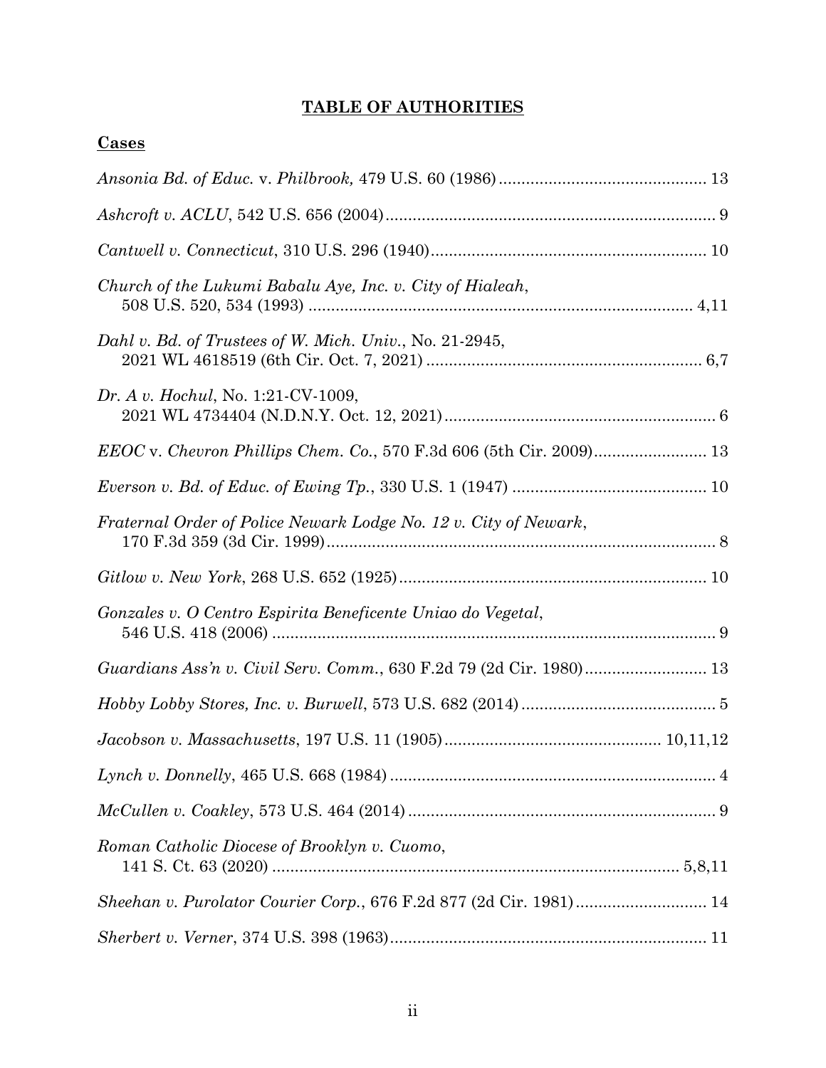# TABLE OF AUTHORITIES

## Cases

*Ansonia Bd. of Educ.* v. *Philbrook,* 479 U.S. 60 (1986) ........ 13

*Ashcroft v. ACLU*, 542 U.S. 656 (2004) ........ 9

*Cantwell v. Connecticut*, 310 U.S. 296 (1940) ........ 10

*Church of the Lukumi Babalu Aye, Inc. v. City of Hialeah*, 508 U.S. 520, 534 (1993) ........ 4,11

*Dahl v. Bd. of Trustees of W. Mich. Univ.*, No. 21-2945, 2021 WL 4618519 (6th Cir. Oct. 7, 2021) ........ 6,7

*Dr. A v. Hochul*, No. 1:21-CV-1009, 2021 WL 4734404 (N.D.N.Y. Oct. 12, 2021) ........ 6

*EEOC* v. *Chevron Phillips Chem. Co.*, 570 F.3d 606 (5th Cir. 2009) ........ 13

*Everson v. Bd. of Educ. of Ewing Tp.*, 330 U.S. 1 (1947) ........ 10

*Fraternal Order of Police Newark Lodge No. 12 v. City of Newark*, 170 F.3d 359 (3d Cir. 1999) ........ 8

*Gitlow v. New York*, 268 U.S. 652 (1925) ........ 10

*Gonzales v. O Centro Espirita Beneficente Uniao do Vegetal*, 546 U.S. 418 (2006) ........ 9

*Guardians Ass'n v. Civil Serv. Comm.*, 630 F.2d 79 (2d Cir. 1980) ........ 13

*Hobby Lobby Stores, Inc. v. Burwell*, 573 U.S. 682 (2014) ........ 5

*Jacobson v. Massachusetts*, 197 U.S. 11 (1905) ........ 10,11,12

*Lynch v. Donnelly*, 465 U.S. 668 (1984) ........ 4

*McCullen v. Coakley*, 573 U.S. 464 (2014) ........ 9

*Roman Catholic Diocese of Brooklyn v. Cuomo*, 141 S. Ct. 63 (2020) ........ 5,8,11

*Sheehan v. Purolator Courier Corp.*, 676 F.2d 877 (2d Cir. 1981) ........ 14

*Sherbert v. Verner*, 374 U.S. 398 (1963) ........ 11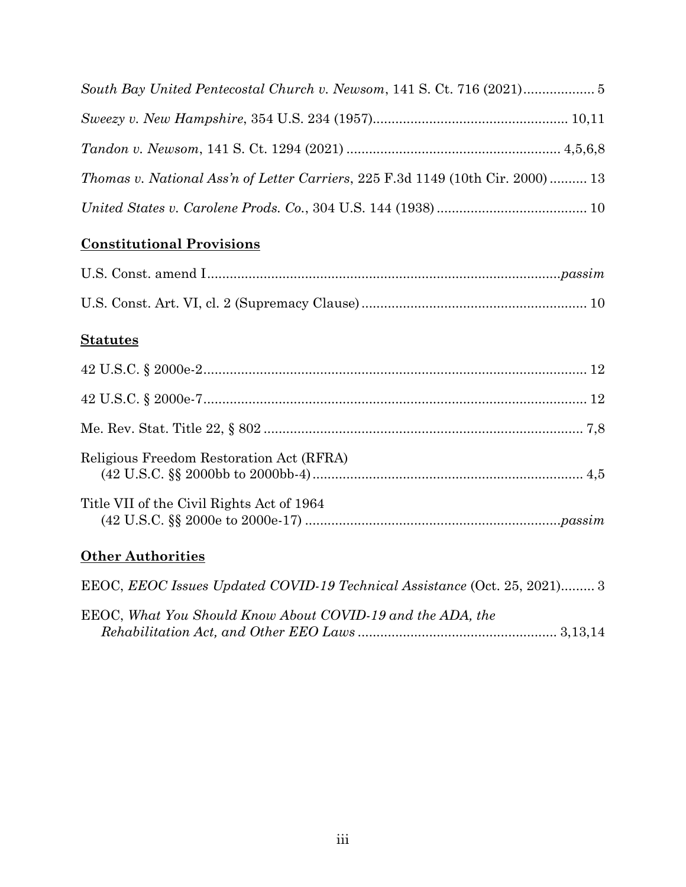*South Bay United Pentecostal Church v. Newsom*, 141 S. Ct. 716 (2021)................... 5

*Sweezy v. New Hampshire*, 354 U.S. 234 (1957).................................................... 10,11

*Tandon v. Newsom*, 141 S. Ct. 1294 (2021) ......................................................... 4,5,6,8

*Thomas v. National Ass'n of Letter Carriers*, 225 F.3d 1149 (10th Cir. 2000) .......... 13

*United States v. Carolene Prods. Co.*, 304 U.S. 144 (1938) ........................................ 10

**Constitutional Provisions**

U.S. Const. amend I.............................................................................................*passim*

U.S. Const. Art. VI, cl. 2 (Supremacy Clause)............................................................ 10

**Statutes**

42 U.S.C. § 2000e-2...................................................................................................... 12

42 U.S.C. § 2000e-7...................................................................................................... 12

Me. Rev. Stat. Title 22, § 802 ..................................................................................... 7,8

Religious Freedom Restoration Act (RFRA)
(42 U.S.C. §§ 2000bb to 2000bb-4)........................................................................ 4,5

Title VII of the Civil Rights Act of 1964
(42 U.S.C. §§ 2000e to 2000e-17) ....................................................................*passim*

**Other Authorities**

EEOC, *EEOC Issues Updated COVID-19 Technical Assistance* (Oct. 25, 2021)......... 3

EEOC, *What You Should Know About COVID-19 and the ADA, the Rehabilitation Act, and Other EEO Laws* ..................................................... 3,13,14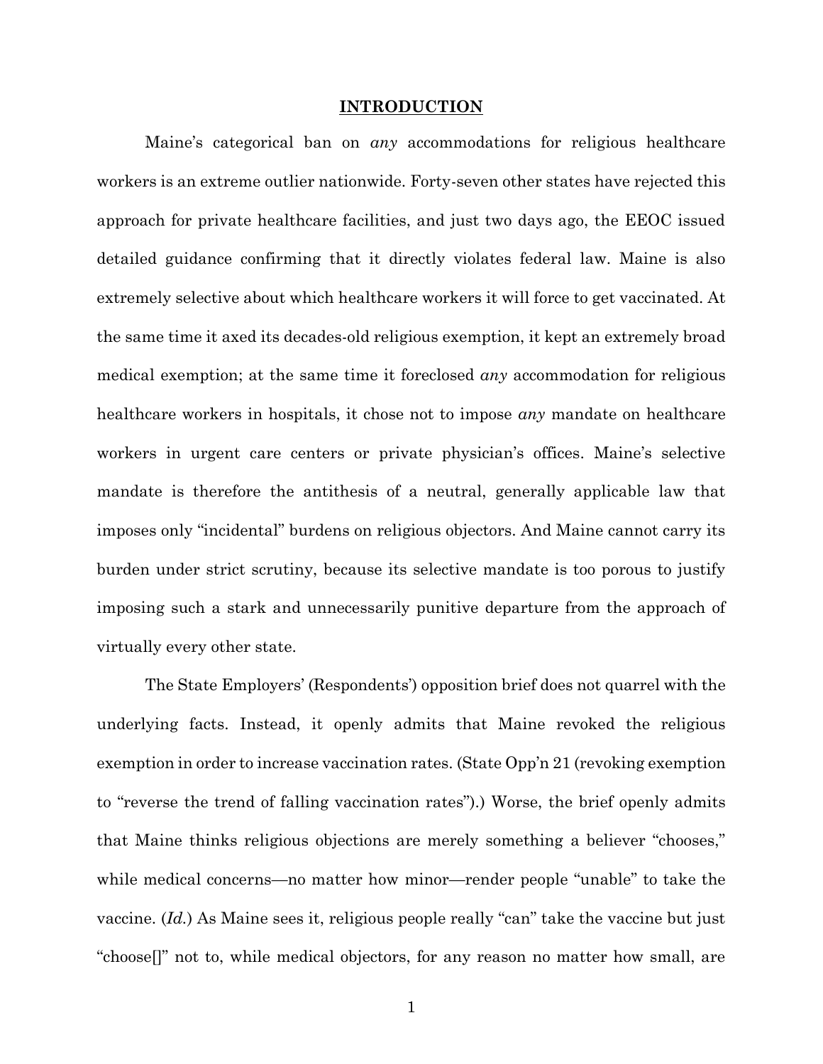# INTRODUCTION

Maine's categorical ban on *any* accommodations for religious healthcare workers is an extreme outlier nationwide. Forty-seven other states have rejected this approach for private healthcare facilities, and just two days ago, the EEOC issued detailed guidance confirming that it directly violates federal law. Maine is also extremely selective about which healthcare workers it will force to get vaccinated. At the same time it axed its decades-old religious exemption, it kept an extremely broad medical exemption; at the same time it foreclosed *any* accommodation for religious healthcare workers in hospitals, it chose not to impose *any* mandate on healthcare workers in urgent care centers or private physician's offices. Maine's selective mandate is therefore the antithesis of a neutral, generally applicable law that imposes only "incidental" burdens on religious objectors. And Maine cannot carry its burden under strict scrutiny, because its selective mandate is too porous to justify imposing such a stark and unnecessarily punitive departure from the approach of virtually every other state.

The State Employers' (Respondents') opposition brief does not quarrel with the underlying facts. Instead, it openly admits that Maine revoked the religious exemption in order to increase vaccination rates. (State Opp'n 21 (revoking exemption to "reverse the trend of falling vaccination rates").) Worse, the brief openly admits that Maine thinks religious objections are merely something a believer "chooses," while medical concerns—no matter how minor—render people "unable" to take the vaccine. (*Id.*) As Maine sees it, religious people really "can" take the vaccine but just "choose[]" not to, while medical objectors, for any reason no matter how small, are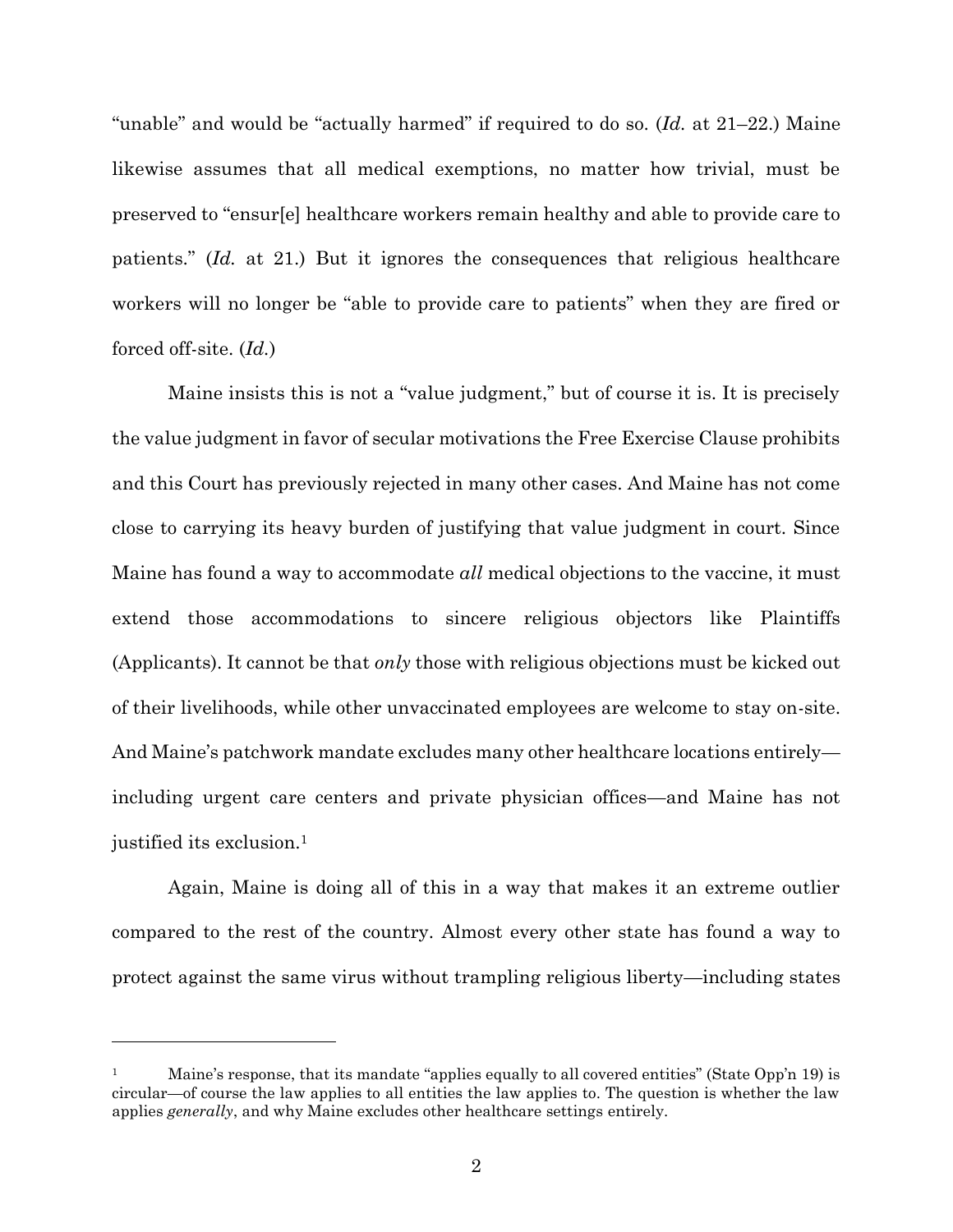"unable" and would be "actually harmed" if required to do so. (*Id.* at 21–22.) Maine likewise assumes that all medical exemptions, no matter how trivial, must be preserved to "ensur[e] healthcare workers remain healthy and able to provide care to patients." (*Id.* at 21.) But it ignores the consequences that religious healthcare workers will no longer be "able to provide care to patients" when they are fired or forced off-site. (*Id.*)

Maine insists this is not a "value judgment," but of course it is. It is precisely the value judgment in favor of secular motivations the Free Exercise Clause prohibits and this Court has previously rejected in many other cases. And Maine has not come close to carrying its heavy burden of justifying that value judgment in court. Since Maine has found a way to accommodate *all* medical objections to the vaccine, it must extend those accommodations to sincere religious objectors like Plaintiffs (Applicants). It cannot be that *only* those with religious objections must be kicked out of their livelihoods, while other unvaccinated employees are welcome to stay on-site. And Maine's patchwork mandate excludes many other healthcare locations entirely—including urgent care centers and private physician offices—and Maine has not justified its exclusion.[1]

Again, Maine is doing all of this in a way that makes it an extreme outlier compared to the rest of the country. Almost every other state has found a way to protect against the same virus without trampling religious liberty—including states

---

[1] Maine's response, that its mandate "applies equally to all covered entities" (State Opp'n 19) is circular—of course the law applies to all entities the law applies to. The question is whether the law applies *generally*, and why Maine excludes other healthcare settings entirely.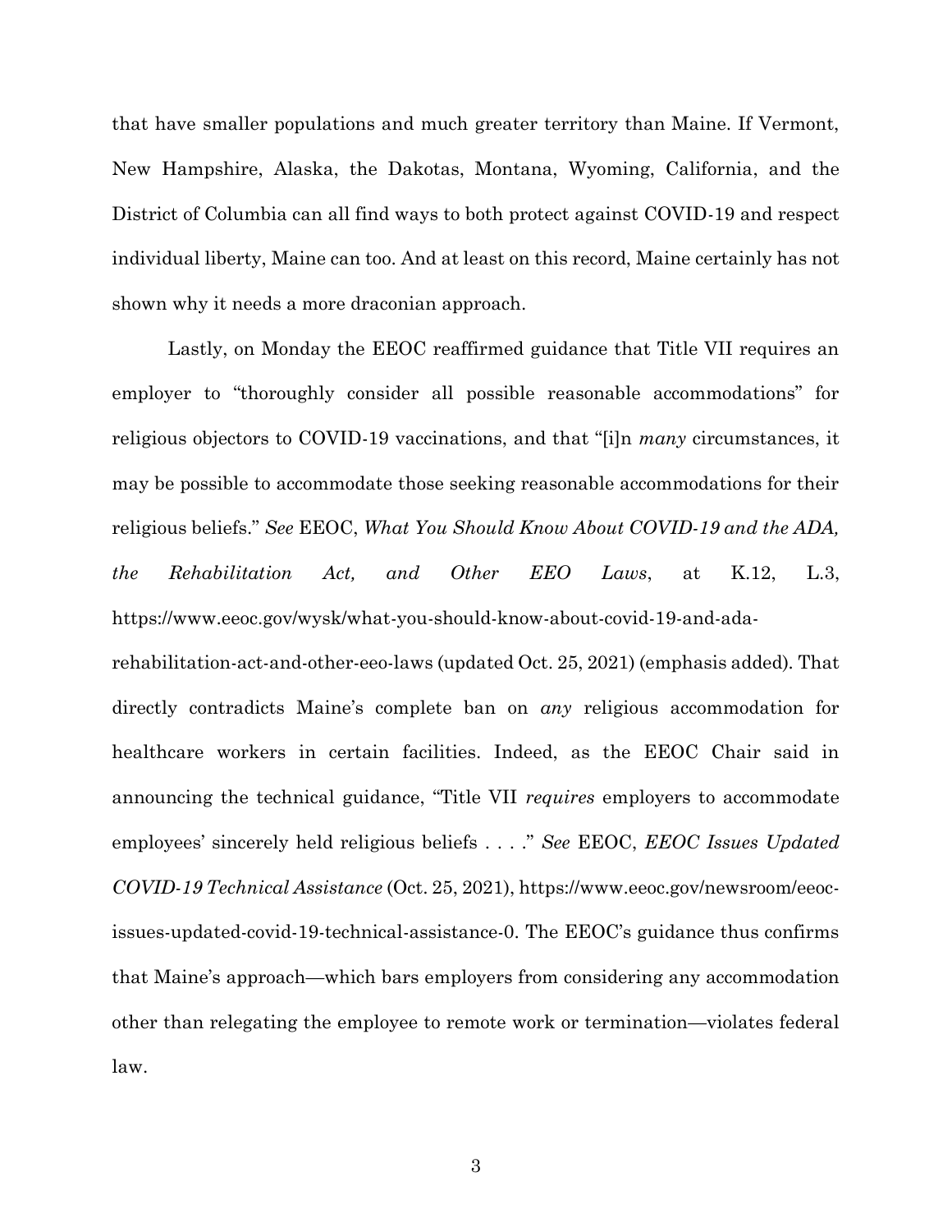that have smaller populations and much greater territory than Maine. If Vermont, New Hampshire, Alaska, the Dakotas, Montana, Wyoming, California, and the District of Columbia can all find ways to both protect against COVID-19 and respect individual liberty, Maine can too. And at least on this record, Maine certainly has not shown why it needs a more draconian approach.

Lastly, on Monday the EEOC reaffirmed guidance that Title VII requires an employer to "thoroughly consider all possible reasonable accommodations" for religious objectors to COVID-19 vaccinations, and that "[i]n *many* circumstances, it may be possible to accommodate those seeking reasonable accommodations for their religious beliefs." *See* EEOC, *What You Should Know About COVID-19 and the ADA, the Rehabilitation Act, and Other EEO Laws*, at K.12, L.3, https://www.eeoc.gov/wysk/what-you-should-know-about-covid-19-and-ada-rehabilitation-act-and-other-eeo-laws (updated Oct. 25, 2021) (emphasis added). That directly contradicts Maine's complete ban on *any* religious accommodation for healthcare workers in certain facilities. Indeed, as the EEOC Chair said in announcing the technical guidance, "Title VII *requires* employers to accommodate employees' sincerely held religious beliefs . . . ." *See* EEOC, *EEOC Issues Updated COVID-19 Technical Assistance* (Oct. 25, 2021), https://www.eeoc.gov/newsroom/eeoc-issues-updated-covid-19-technical-assistance-0. The EEOC's guidance thus confirms that Maine's approach—which bars employers from considering any accommodation other than relegating the employee to remote work or termination—violates federal law.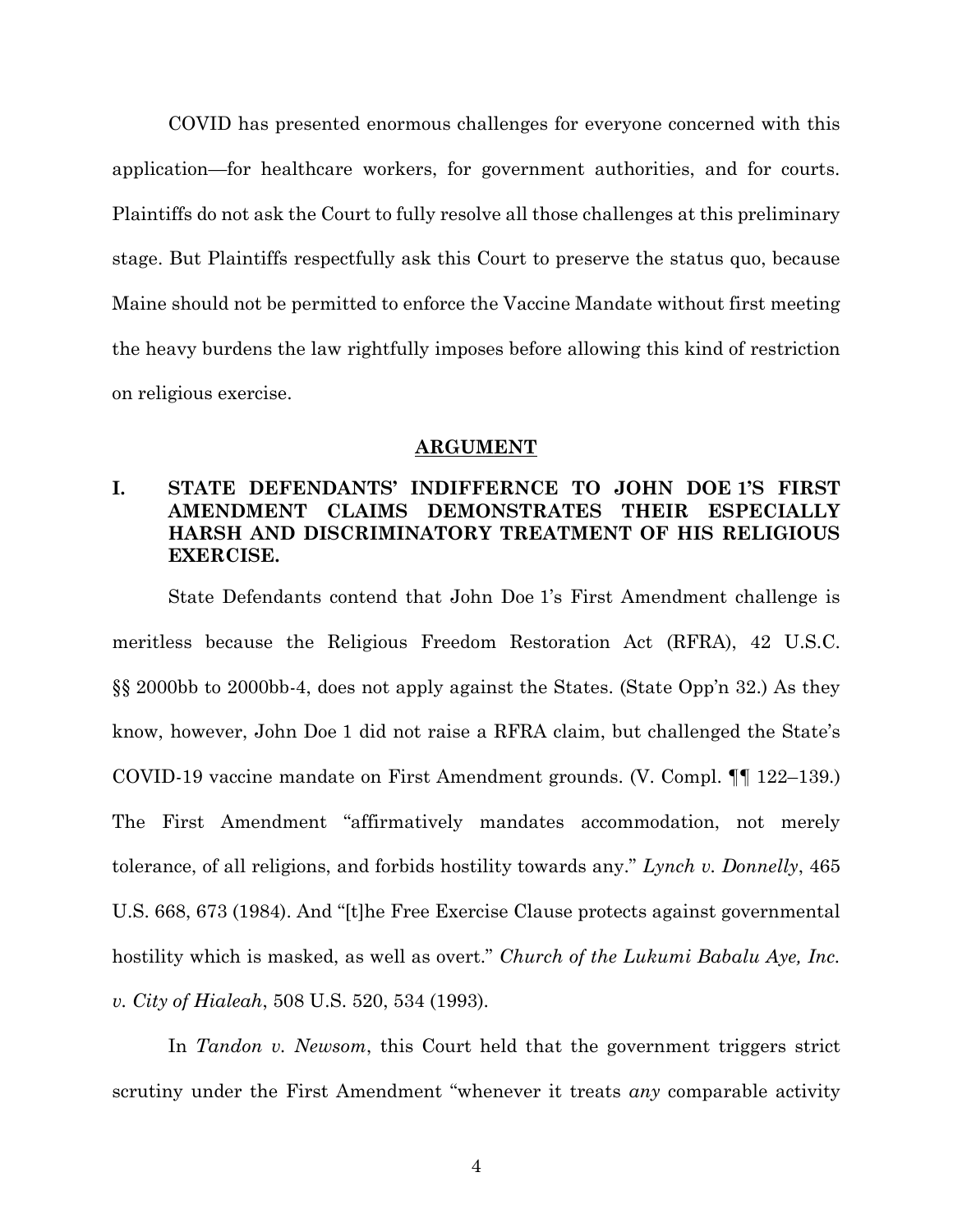COVID has presented enormous challenges for everyone concerned with this application—for healthcare workers, for government authorities, and for courts. Plaintiffs do not ask the Court to fully resolve all those challenges at this preliminary stage. But Plaintiffs respectfully ask this Court to preserve the status quo, because Maine should not be permitted to enforce the Vaccine Mandate without first meeting the heavy burdens the law rightfully imposes before allowing this kind of restriction on religious exercise.

## ARGUMENT

### I. STATE DEFENDANTS' INDIFFERNCE TO JOHN DOE 1'S FIRST AMENDMENT CLAIMS DEMONSTRATES THEIR ESPECIALLY HARSH AND DISCRIMINATORY TREATMENT OF HIS RELIGIOUS EXERCISE.

State Defendants contend that John Doe 1's First Amendment challenge is meritless because the Religious Freedom Restoration Act (RFRA), 42 U.S.C. §§ 2000bb to 2000bb-4, does not apply against the States. (State Opp'n 32.) As they know, however, John Doe 1 did not raise a RFRA claim, but challenged the State's COVID-19 vaccine mandate on First Amendment grounds. (V. Compl. ¶¶ 122–139.) The First Amendment "affirmatively mandates accommodation, not merely tolerance, of all religions, and forbids hostility towards any." *Lynch v. Donnelly*, 465 U.S. 668, 673 (1984). And "[t]he Free Exercise Clause protects against governmental hostility which is masked, as well as overt." *Church of the Lukumi Babalu Aye, Inc. v. City of Hialeah*, 508 U.S. 520, 534 (1993).

In *Tandon v. Newsom*, this Court held that the government triggers strict scrutiny under the First Amendment "whenever it treats *any* comparable activity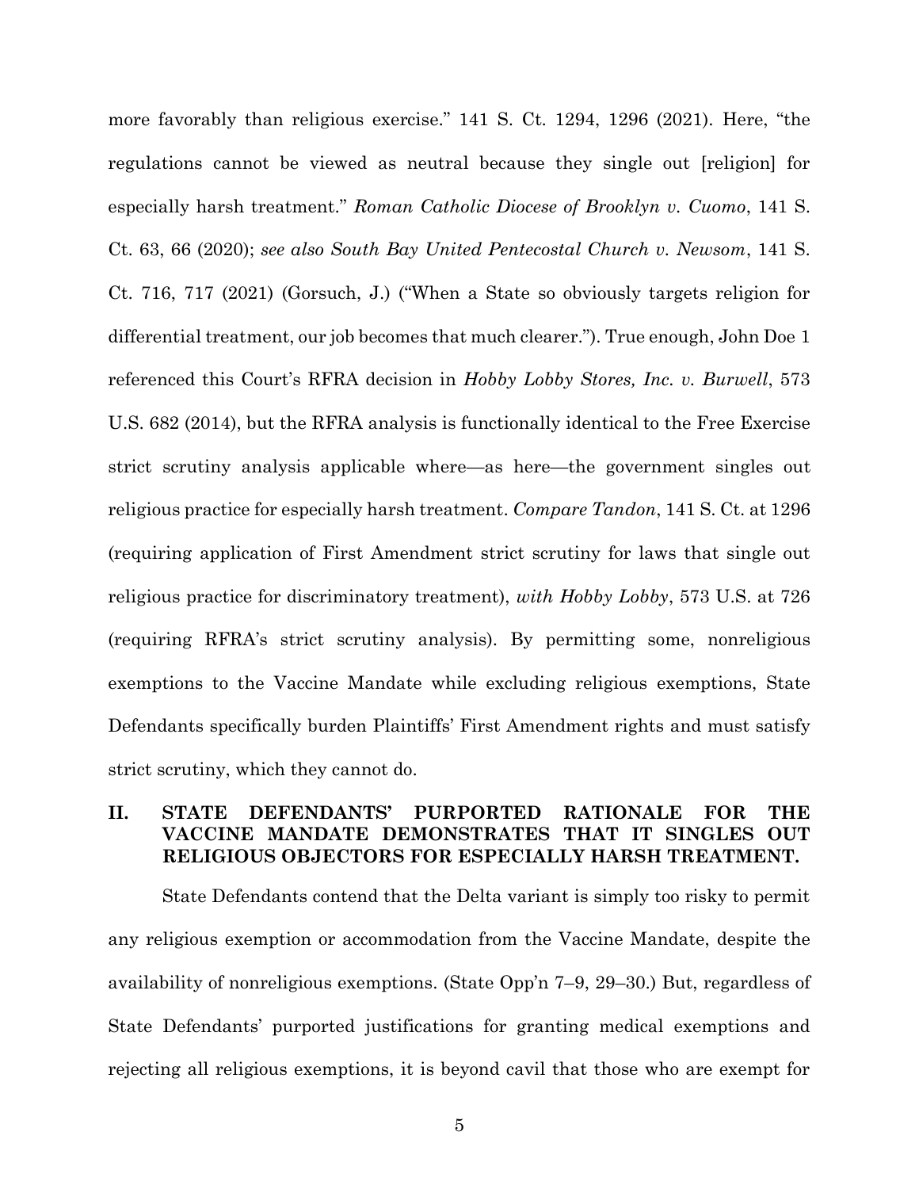more favorably than religious exercise." 141 S. Ct. 1294, 1296 (2021). Here, "the regulations cannot be viewed as neutral because they single out [religion] for especially harsh treatment." *Roman Catholic Diocese of Brooklyn v. Cuomo*, 141 S. Ct. 63, 66 (2020); *see also South Bay United Pentecostal Church v. Newsom*, 141 S. Ct. 716, 717 (2021) (Gorsuch, J.) ("When a State so obviously targets religion for differential treatment, our job becomes that much clearer."). True enough, John Doe 1 referenced this Court's RFRA decision in *Hobby Lobby Stores, Inc. v. Burwell*, 573 U.S. 682 (2014), but the RFRA analysis is functionally identical to the Free Exercise strict scrutiny analysis applicable where—as here—the government singles out religious practice for especially harsh treatment. *Compare Tandon*, 141 S. Ct. at 1296 (requiring application of First Amendment strict scrutiny for laws that single out religious practice for discriminatory treatment), *with Hobby Lobby*, 573 U.S. at 726 (requiring RFRA's strict scrutiny analysis). By permitting some, nonreligious exemptions to the Vaccine Mandate while excluding religious exemptions, State Defendants specifically burden Plaintiffs' First Amendment rights and must satisfy strict scrutiny, which they cannot do.

## II. STATE DEFENDANTS' PURPORTED RATIONALE FOR THE VACCINE MANDATE DEMONSTRATES THAT IT SINGLES OUT RELIGIOUS OBJECTORS FOR ESPECIALLY HARSH TREATMENT.

State Defendants contend that the Delta variant is simply too risky to permit any religious exemption or accommodation from the Vaccine Mandate, despite the availability of nonreligious exemptions. (State Opp'n 7–9, 29–30.) But, regardless of State Defendants' purported justifications for granting medical exemptions and rejecting all religious exemptions, it is beyond cavil that those who are exempt for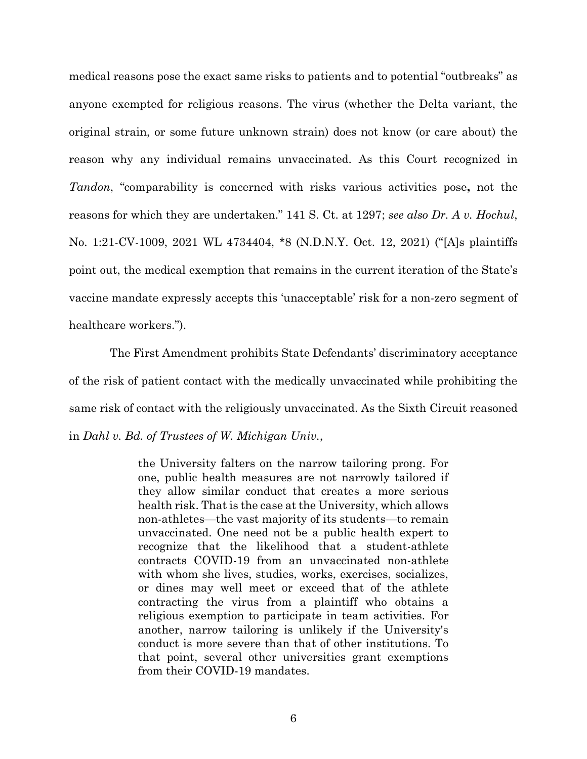medical reasons pose the exact same risks to patients and to potential "outbreaks" as anyone exempted for religious reasons. The virus (whether the Delta variant, the original strain, or some future unknown strain) does not know (or care about) the reason why any individual remains unvaccinated. As this Court recognized in *Tandon*, "comparability is concerned with risks various activities pose**,** not the reasons for which they are undertaken." 141 S. Ct. at 1297; *see also Dr. A v. Hochul*, No. 1:21-CV-1009, 2021 WL 4734404, *8 (N.D.N.Y. Oct. 12, 2021) ("[A]s plaintiffs point out, the medical exemption that remains in the current iteration of the State's vaccine mandate expressly accepts this 'unacceptable' risk for a non-zero segment of healthcare workers.").

The First Amendment prohibits State Defendants' discriminatory acceptance of the risk of patient contact with the medically unvaccinated while prohibiting the same risk of contact with the religiously unvaccinated. As the Sixth Circuit reasoned in *Dahl v. Bd. of Trustees of W. Michigan Univ.*,

> the University falters on the narrow tailoring prong. For one, public health measures are not narrowly tailored if they allow similar conduct that creates a more serious health risk. That is the case at the University, which allows non-athletes—the vast majority of its students—to remain unvaccinated. One need not be a public health expert to recognize that the likelihood that a student-athlete contracts COVID-19 from an unvaccinated non-athlete with whom she lives, studies, works, exercises, socializes, or dines may well meet or exceed that of the athlete contracting the virus from a plaintiff who obtains a religious exemption to participate in team activities. For another, narrow tailoring is unlikely if the University's conduct is more severe than that of other institutions. To that point, several other universities grant exemptions from their COVID-19 mandates.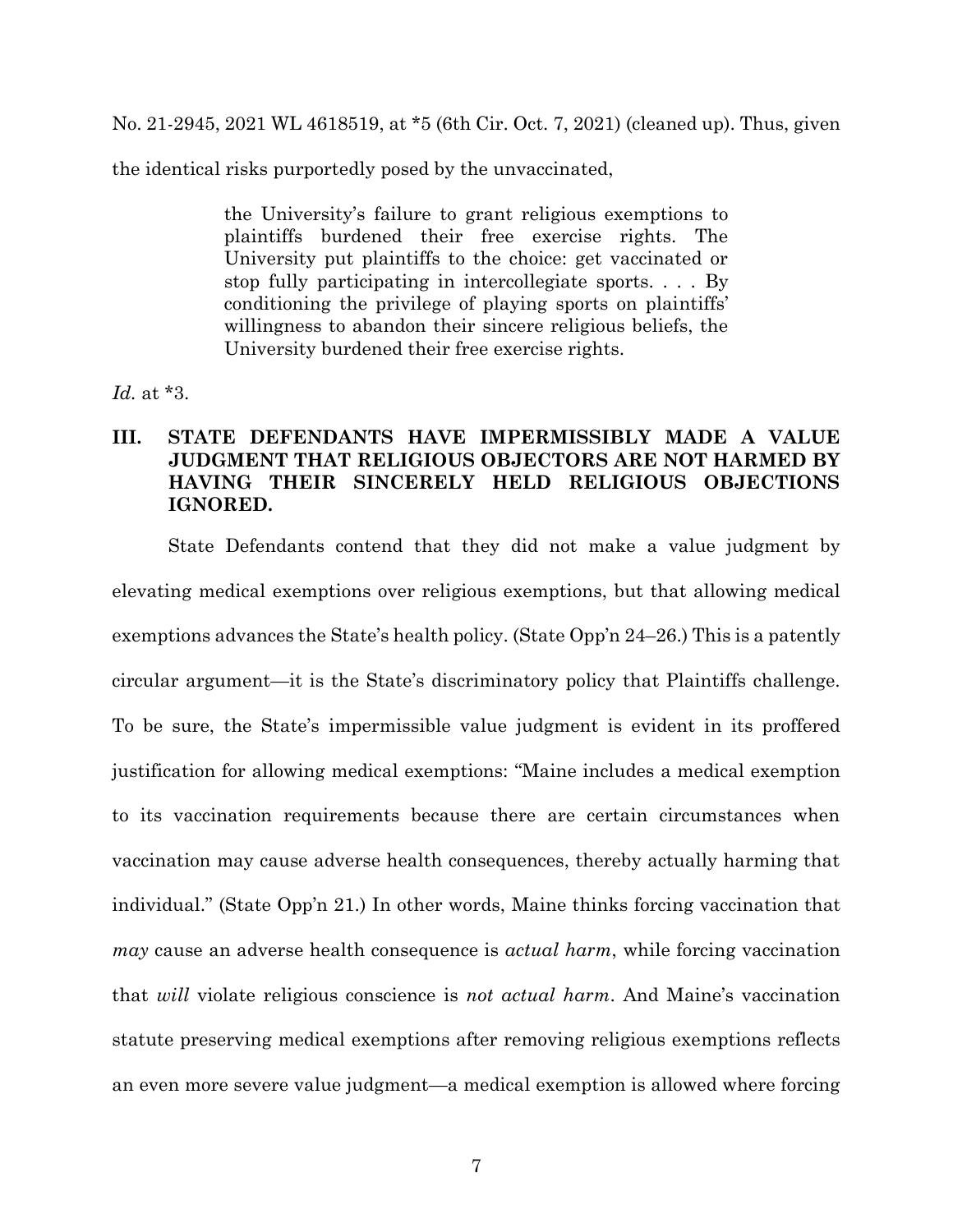No. 21-2945, 2021 WL 4618519, at *5 (6th Cir. Oct. 7, 2021) (cleaned up). Thus, given the identical risks purportedly posed by the unvaccinated,

> the University's failure to grant religious exemptions to plaintiffs burdened their free exercise rights. The University put plaintiffs to the choice: get vaccinated or stop fully participating in intercollegiate sports. . . . By conditioning the privilege of playing sports on plaintiffs' willingness to abandon their sincere religious beliefs, the University burdened their free exercise rights.

*Id.* at *3.

## III. STATE DEFENDANTS HAVE IMPERMISSIBLY MADE A VALUE JUDGMENT THAT RELIGIOUS OBJECTORS ARE NOT HARMED BY HAVING THEIR SINCERELY HELD RELIGIOUS OBJECTIONS IGNORED.

State Defendants contend that they did not make a value judgment by elevating medical exemptions over religious exemptions, but that allowing medical exemptions advances the State's health policy. (State Opp'n 24–26.) This is a patently circular argument—it is the State's discriminatory policy that Plaintiffs challenge. To be sure, the State's impermissible value judgment is evident in its proffered justification for allowing medical exemptions: "Maine includes a medical exemption to its vaccination requirements because there are certain circumstances when vaccination may cause adverse health consequences, thereby actually harming that individual." (State Opp'n 21.) In other words, Maine thinks forcing vaccination that *may* cause an adverse health consequence is *actual harm*, while forcing vaccination that *will* violate religious conscience is *not actual harm*. And Maine's vaccination statute preserving medical exemptions after removing religious exemptions reflects an even more severe value judgment—a medical exemption is allowed where forcing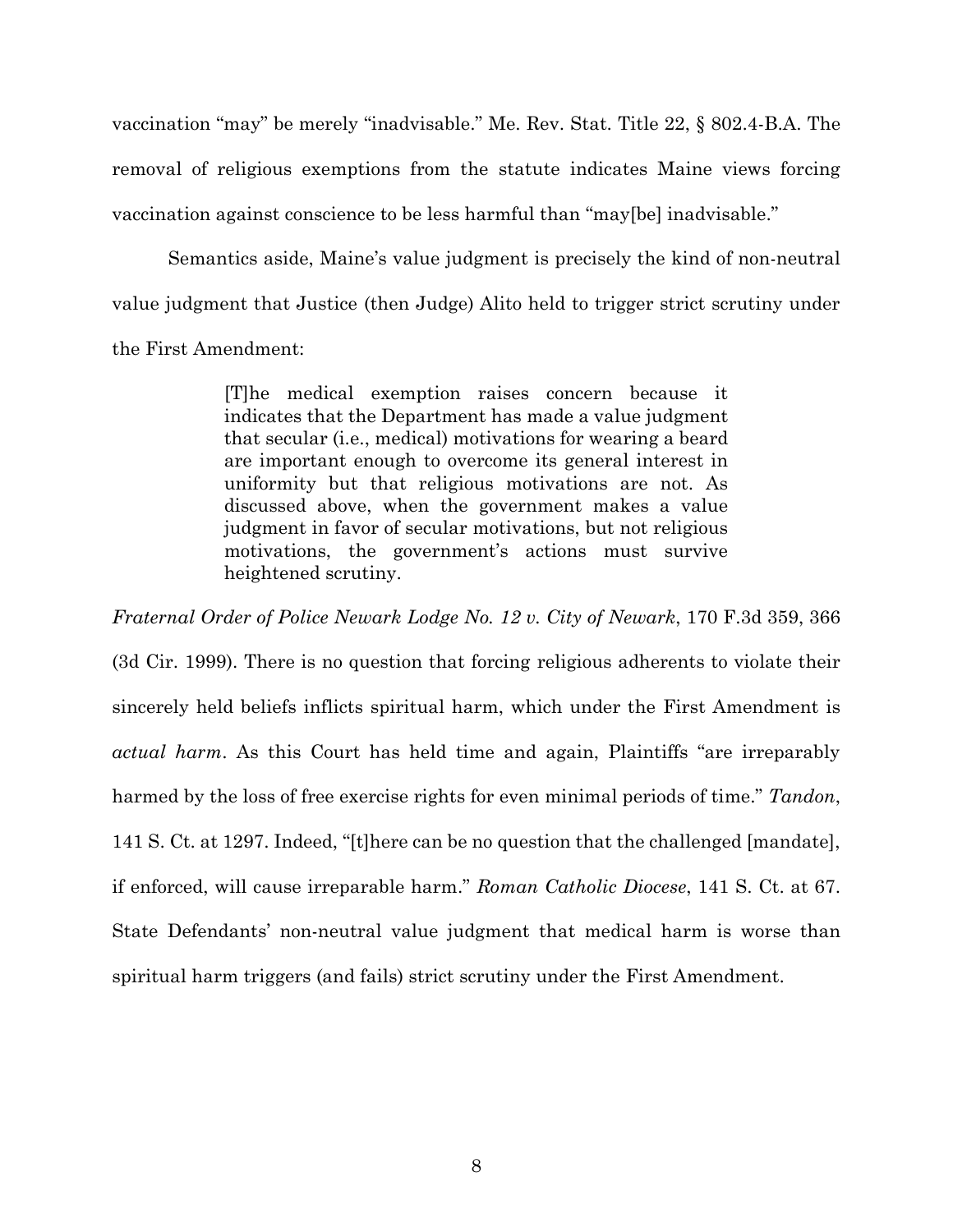vaccination "may" be merely "inadvisable." Me. Rev. Stat. Title 22, § 802.4-B.A. The removal of religious exemptions from the statute indicates Maine views forcing vaccination against conscience to be less harmful than "may[be] inadvisable."

Semantics aside, Maine's value judgment is precisely the kind of non-neutral value judgment that Justice (then Judge) Alito held to trigger strict scrutiny under the First Amendment:

> [T]he medical exemption raises concern because it indicates that the Department has made a value judgment that secular (i.e., medical) motivations for wearing a beard are important enough to overcome its general interest in uniformity but that religious motivations are not. As discussed above, when the government makes a value judgment in favor of secular motivations, but not religious motivations, the government's actions must survive heightened scrutiny.

*Fraternal Order of Police Newark Lodge No. 12 v. City of Newark*, 170 F.3d 359, 366 (3d Cir. 1999). There is no question that forcing religious adherents to violate their sincerely held beliefs inflicts spiritual harm, which under the First Amendment is *actual harm*. As this Court has held time and again, Plaintiffs "are irreparably harmed by the loss of free exercise rights for even minimal periods of time." *Tandon*, 141 S. Ct. at 1297. Indeed, "[t]here can be no question that the challenged [mandate], if enforced, will cause irreparable harm." *Roman Catholic Diocese*, 141 S. Ct. at 67. State Defendants' non-neutral value judgment that medical harm is worse than spiritual harm triggers (and fails) strict scrutiny under the First Amendment.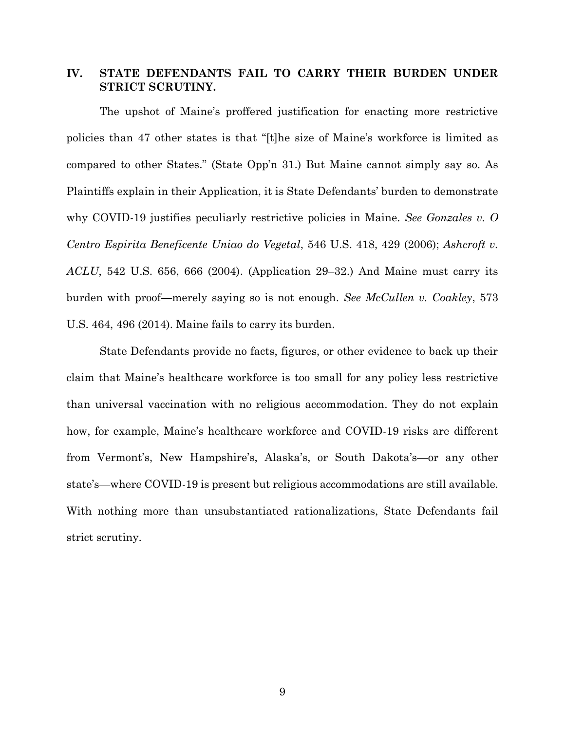## IV. STATE DEFENDANTS FAIL TO CARRY THEIR BURDEN UNDER STRICT SCRUTINY.

The upshot of Maine's proffered justification for enacting more restrictive policies than 47 other states is that "[t]he size of Maine's workforce is limited as compared to other States." (State Opp'n 31.) But Maine cannot simply say so. As Plaintiffs explain in their Application, it is State Defendants' burden to demonstrate why COVID-19 justifies peculiarly restrictive policies in Maine. *See Gonzales v. O Centro Espirita Beneficente Uniao do Vegetal*, 546 U.S. 418, 429 (2006); *Ashcroft v. ACLU*, 542 U.S. 656, 666 (2004). (Application 29–32.) And Maine must carry its burden with proof—merely saying so is not enough. *See McCullen v. Coakley*, 573 U.S. 464, 496 (2014). Maine fails to carry its burden.

State Defendants provide no facts, figures, or other evidence to back up their claim that Maine's healthcare workforce is too small for any policy less restrictive than universal vaccination with no religious accommodation. They do not explain how, for example, Maine's healthcare workforce and COVID-19 risks are different from Vermont's, New Hampshire's, Alaska's, or South Dakota's—or any other state's—where COVID-19 is present but religious accommodations are still available. With nothing more than unsubstantiated rationalizations, State Defendants fail strict scrutiny.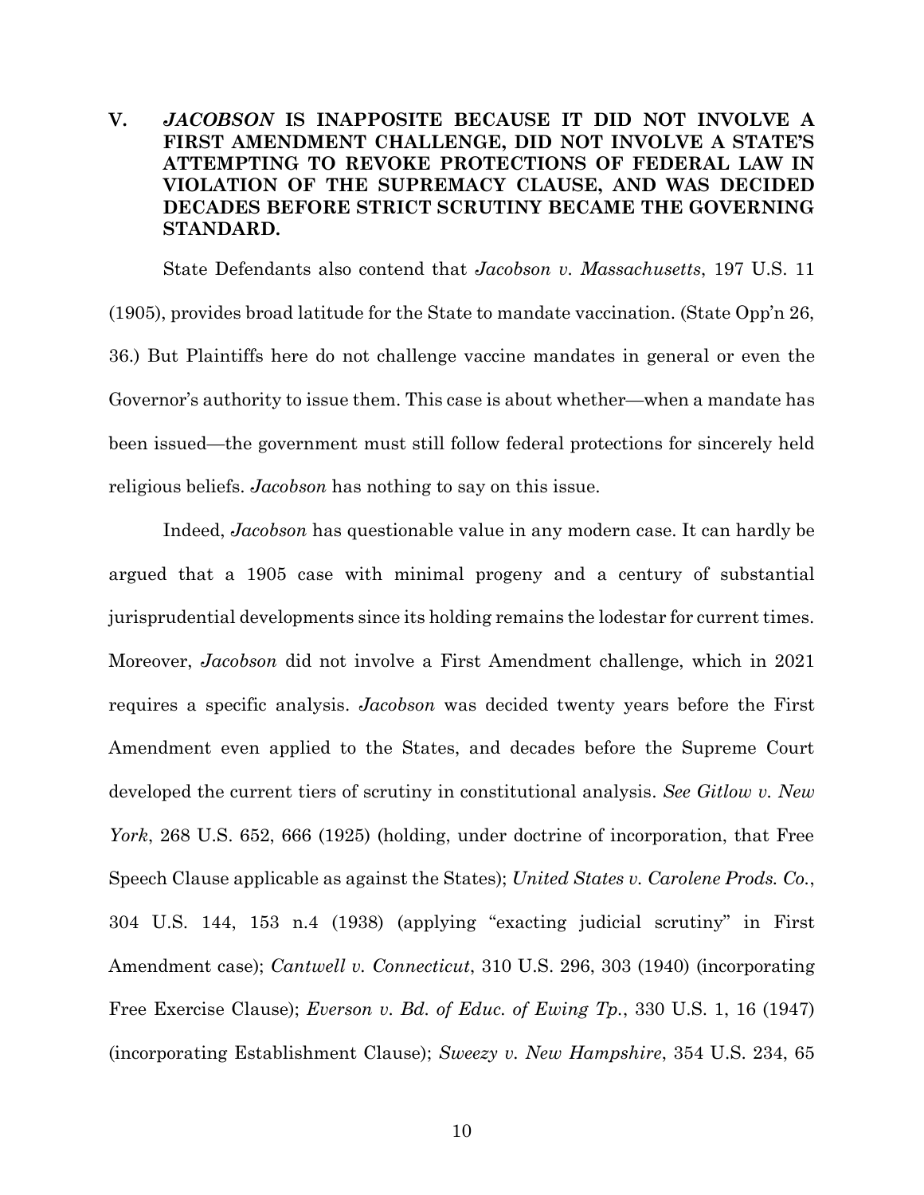## V. *JACOBSON* IS INAPPOSITE BECAUSE IT DID NOT INVOLVE A FIRST AMENDMENT CHALLENGE, DID NOT INVOLVE A STATE'S ATTEMPTING TO REVOKE PROTECTIONS OF FEDERAL LAW IN VIOLATION OF THE SUPREMACY CLAUSE, AND WAS DECIDED DECADES BEFORE STRICT SCRUTINY BECAME THE GOVERNING STANDARD.

State Defendants also contend that *Jacobson v. Massachusetts*, 197 U.S. 11 (1905), provides broad latitude for the State to mandate vaccination. (State Opp'n 26, 36.) But Plaintiffs here do not challenge vaccine mandates in general or even the Governor's authority to issue them. This case is about whether—when a mandate has been issued—the government must still follow federal protections for sincerely held religious beliefs. *Jacobson* has nothing to say on this issue.

Indeed, *Jacobson* has questionable value in any modern case. It can hardly be argued that a 1905 case with minimal progeny and a century of substantial jurisprudential developments since its holding remains the lodestar for current times. Moreover, *Jacobson* did not involve a First Amendment challenge, which in 2021 requires a specific analysis. *Jacobson* was decided twenty years before the First Amendment even applied to the States, and decades before the Supreme Court developed the current tiers of scrutiny in constitutional analysis. *See Gitlow v. New York*, 268 U.S. 652, 666 (1925) (holding, under doctrine of incorporation, that Free Speech Clause applicable as against the States); *United States v. Carolene Prods. Co.*, 304 U.S. 144, 153 n.4 (1938) (applying "exacting judicial scrutiny" in First Amendment case); *Cantwell v. Connecticut*, 310 U.S. 296, 303 (1940) (incorporating Free Exercise Clause); *Everson v. Bd. of Educ. of Ewing Tp.*, 330 U.S. 1, 16 (1947) (incorporating Establishment Clause); *Sweezy v. New Hampshire*, 354 U.S. 234, 65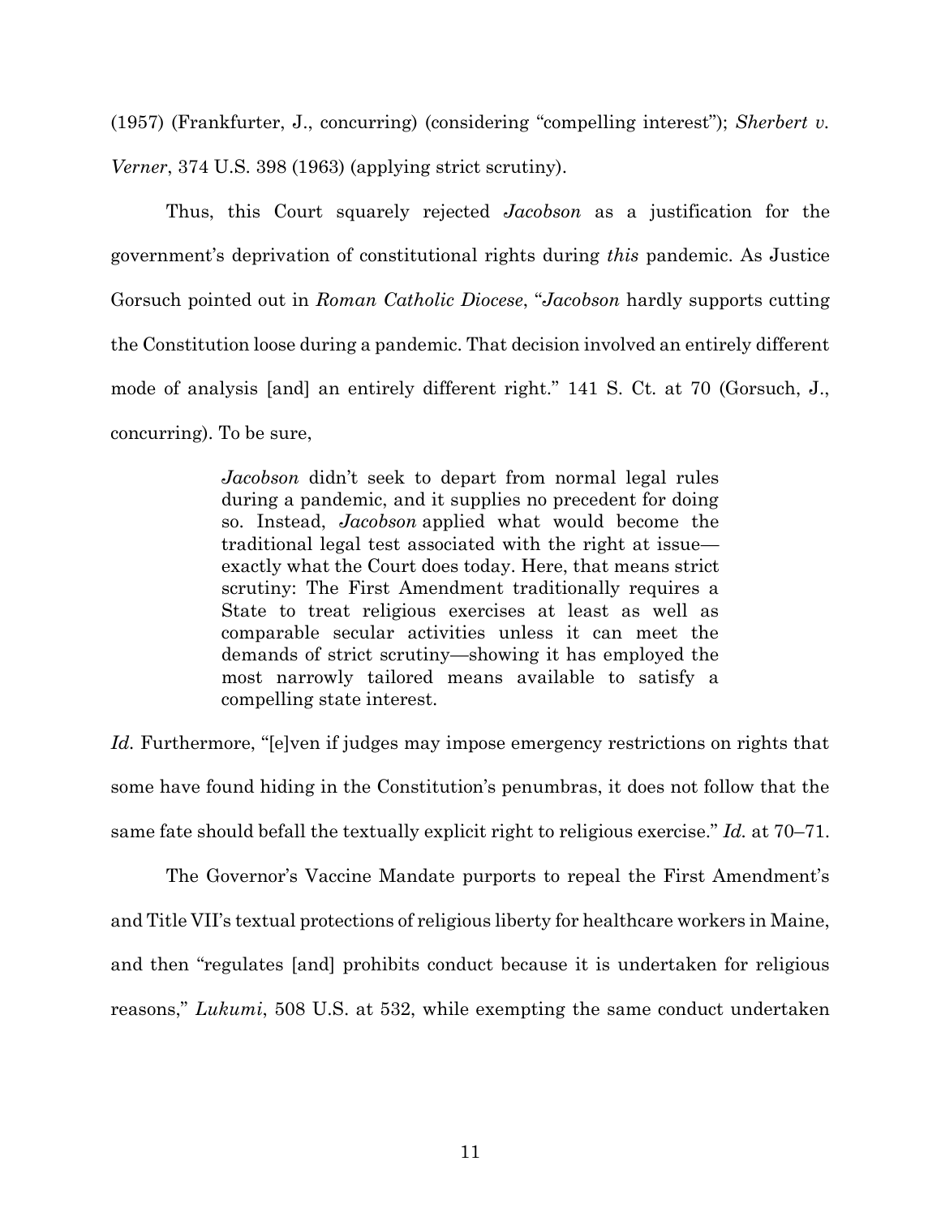(1957) (Frankfurter, J., concurring) (considering "compelling interest"); *Sherbert v. Verner*, 374 U.S. 398 (1963) (applying strict scrutiny).

Thus, this Court squarely rejected *Jacobson* as a justification for the government's deprivation of constitutional rights during *this* pandemic. As Justice Gorsuch pointed out in *Roman Catholic Diocese*, "*Jacobson* hardly supports cutting the Constitution loose during a pandemic. That decision involved an entirely different mode of analysis [and] an entirely different right." 141 S. Ct. at 70 (Gorsuch, J., concurring). To be sure,

> *Jacobson* didn't seek to depart from normal legal rules during a pandemic, and it supplies no precedent for doing so. Instead, *Jacobson* applied what would become the traditional legal test associated with the right at issue—exactly what the Court does today. Here, that means strict scrutiny: The First Amendment traditionally requires a State to treat religious exercises at least as well as comparable secular activities unless it can meet the demands of strict scrutiny—showing it has employed the most narrowly tailored means available to satisfy a compelling state interest.

*Id.* Furthermore, "[e]ven if judges may impose emergency restrictions on rights that some have found hiding in the Constitution's penumbras, it does not follow that the same fate should befall the textually explicit right to religious exercise." *Id.* at 70–71.

The Governor's Vaccine Mandate purports to repeal the First Amendment's and Title VII's textual protections of religious liberty for healthcare workers in Maine, and then "regulates [and] prohibits conduct because it is undertaken for religious reasons," *Lukumi*, 508 U.S. at 532, while exempting the same conduct undertaken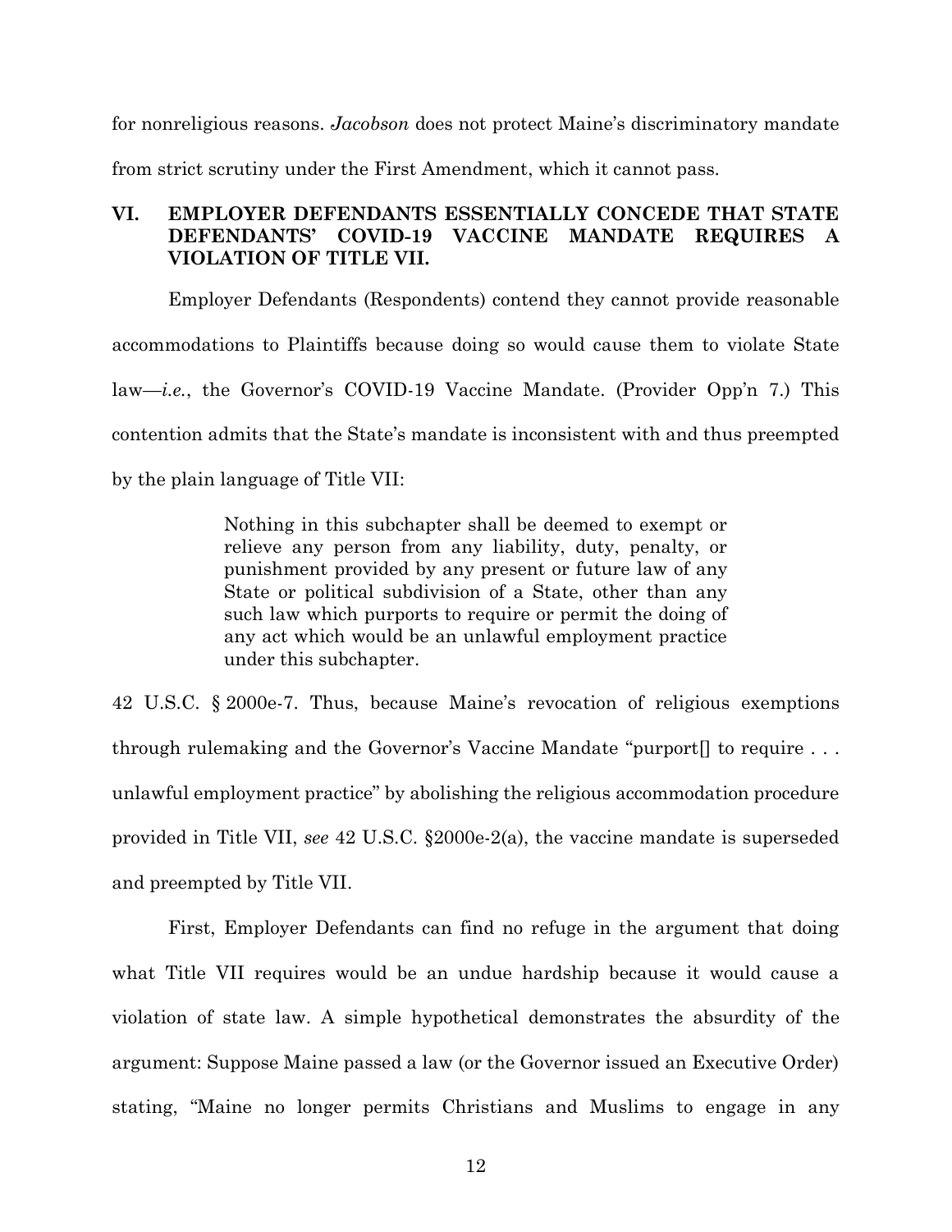for nonreligious reasons. *Jacobson* does not protect Maine's discriminatory mandate from strict scrutiny under the First Amendment, which it cannot pass.

## VI. EMPLOYER DEFENDANTS ESSENTIALLY CONCEDE THAT STATE DEFENDANTS' COVID-19 VACCINE MANDATE REQUIRES A VIOLATION OF TITLE VII.

Employer Defendants (Respondents) contend they cannot provide reasonable accommodations to Plaintiffs because doing so would cause them to violate State law—*i.e.*, the Governor's COVID-19 Vaccine Mandate. (Provider Opp'n 7.) This contention admits that the State's mandate is inconsistent with and thus preempted by the plain language of Title VII:

> Nothing in this subchapter shall be deemed to exempt or relieve any person from any liability, duty, penalty, or punishment provided by any present or future law of any State or political subdivision of a State, other than any such law which purports to require or permit the doing of any act which would be an unlawful employment practice under this subchapter.

42 U.S.C. § 2000e-7. Thus, because Maine's revocation of religious exemptions through rulemaking and the Governor's Vaccine Mandate "purport[] to require . . . unlawful employment practice" by abolishing the religious accommodation procedure provided in Title VII, *see* 42 U.S.C. §2000e-2(a), the vaccine mandate is superseded and preempted by Title VII.

First, Employer Defendants can find no refuge in the argument that doing what Title VII requires would be an undue hardship because it would cause a violation of state law. A simple hypothetical demonstrates the absurdity of the argument: Suppose Maine passed a law (or the Governor issued an Executive Order) stating, "Maine no longer permits Christians and Muslims to engage in any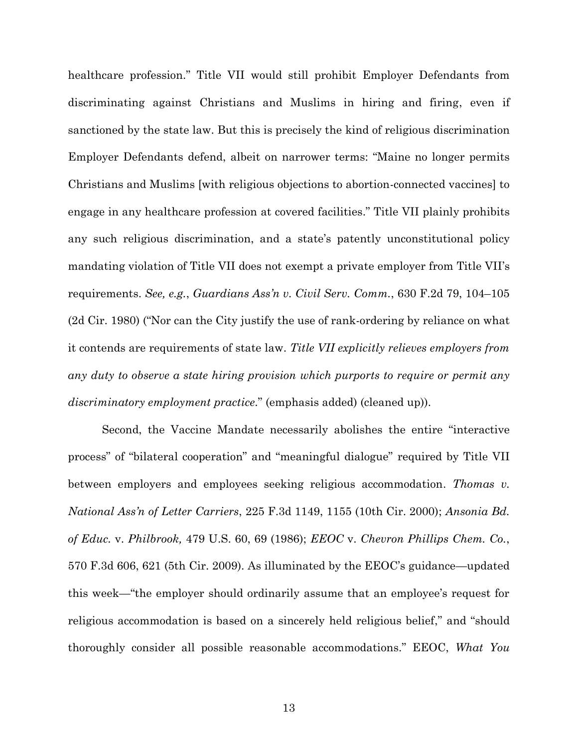healthcare profession." Title VII would still prohibit Employer Defendants from discriminating against Christians and Muslims in hiring and firing, even if sanctioned by the state law. But this is precisely the kind of religious discrimination Employer Defendants defend, albeit on narrower terms: "Maine no longer permits Christians and Muslims [with religious objections to abortion-connected vaccines] to engage in any healthcare profession at covered facilities." Title VII plainly prohibits any such religious discrimination, and a state's patently unconstitutional policy mandating violation of Title VII does not exempt a private employer from Title VII's requirements. *See, e.g.*, *Guardians Ass'n v. Civil Serv. Comm.*, 630 F.2d 79, 104–105 (2d Cir. 1980) ("Nor can the City justify the use of rank-ordering by reliance on what it contends are requirements of state law. *Title VII explicitly relieves employers from any duty to observe a state hiring provision which purports to require or permit any discriminatory employment practice*." (emphasis added) (cleaned up)).

Second, the Vaccine Mandate necessarily abolishes the entire "interactive process" of "bilateral cooperation" and "meaningful dialogue" required by Title VII between employers and employees seeking religious accommodation. *Thomas v. National Ass'n of Letter Carriers*, 225 F.3d 1149, 1155 (10th Cir. 2000); *Ansonia Bd. of Educ.* v. *Philbrook,* 479 U.S. 60, 69 (1986); *EEOC* v. *Chevron Phillips Chem. Co.*, 570 F.3d 606, 621 (5th Cir. 2009). As illuminated by the EEOC's guidance—updated this week—"the employer should ordinarily assume that an employee's request for religious accommodation is based on a sincerely held religious belief," and "should thoroughly consider all possible reasonable accommodations." EEOC, *What You*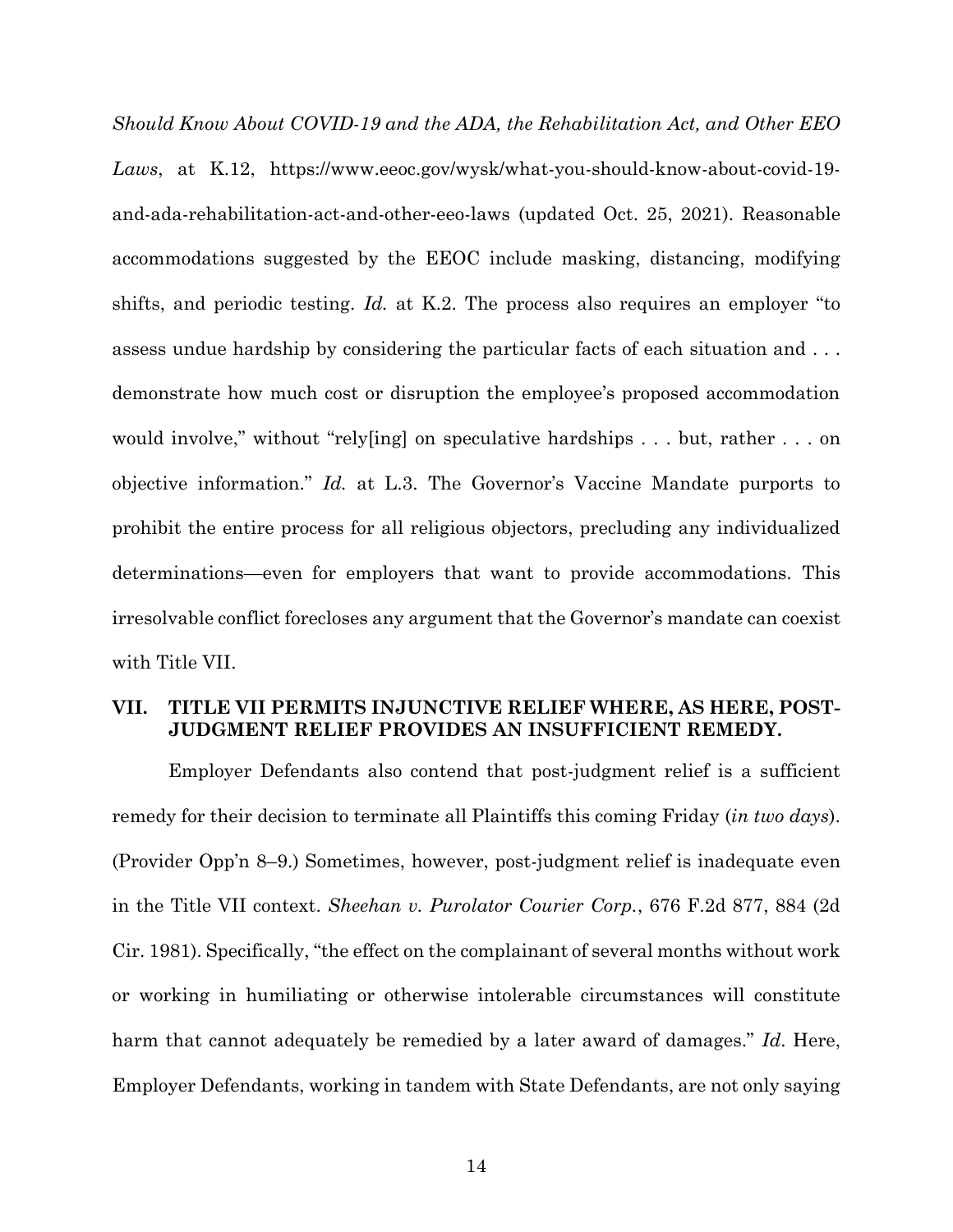*Should Know About COVID-19 and the ADA, the Rehabilitation Act, and Other EEO Laws*, at K.12, https://www.eeoc.gov/wysk/what-you-should-know-about-covid-19-and-ada-rehabilitation-act-and-other-eeo-laws (updated Oct. 25, 2021). Reasonable accommodations suggested by the EEOC include masking, distancing, modifying shifts, and periodic testing. *Id.* at K.2. The process also requires an employer "to assess undue hardship by considering the particular facts of each situation and . . . demonstrate how much cost or disruption the employee's proposed accommodation would involve," without "rely[ing] on speculative hardships . . . but, rather . . . on objective information." *Id.* at L.3. The Governor's Vaccine Mandate purports to prohibit the entire process for all religious objectors, precluding any individualized determinations—even for employers that want to provide accommodations. This irresolvable conflict forecloses any argument that the Governor's mandate can coexist with Title VII.

## VII. TITLE VII PERMITS INJUNCTIVE RELIEF WHERE, AS HERE, POST-JUDGMENT RELIEF PROVIDES AN INSUFFICIENT REMEDY.

Employer Defendants also contend that post-judgment relief is a sufficient remedy for their decision to terminate all Plaintiffs this coming Friday (*in two days*). (Provider Opp'n 8–9.) Sometimes, however, post-judgment relief is inadequate even in the Title VII context. *Sheehan v. Purolator Courier Corp.*, 676 F.2d 877, 884 (2d Cir. 1981). Specifically, "the effect on the complainant of several months without work or working in humiliating or otherwise intolerable circumstances will constitute harm that cannot adequately be remedied by a later award of damages." *Id*. Here, Employer Defendants, working in tandem with State Defendants, are not only saying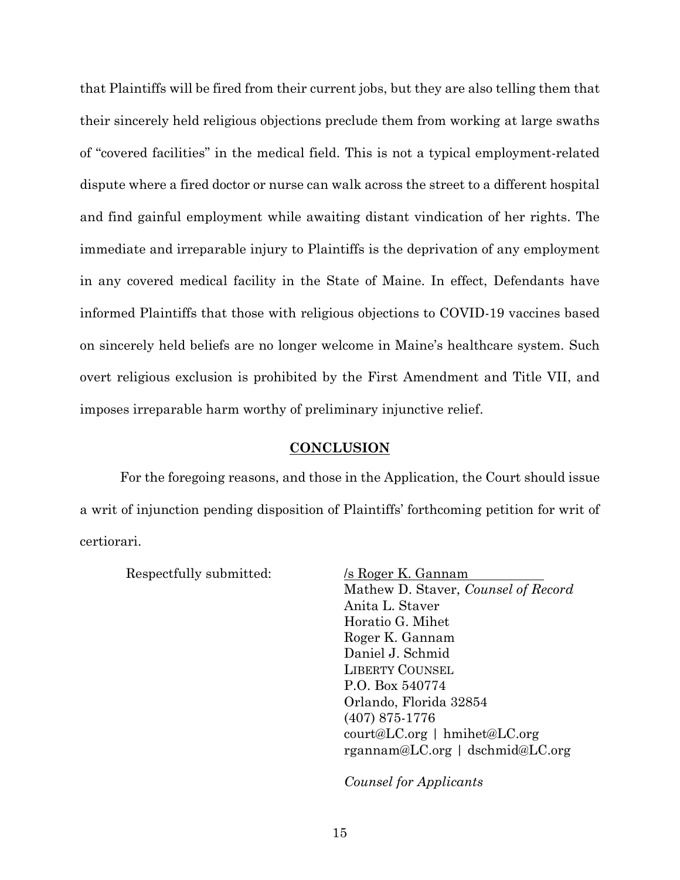that Plaintiffs will be fired from their current jobs, but they are also telling them that their sincerely held religious objections preclude them from working at large swaths of "covered facilities" in the medical field. This is not a typical employment-related dispute where a fired doctor or nurse can walk across the street to a different hospital and find gainful employment while awaiting distant vindication of her rights. The immediate and irreparable injury to Plaintiffs is the deprivation of any employment in any covered medical facility in the State of Maine. In effect, Defendants have informed Plaintiffs that those with religious objections to COVID-19 vaccines based on sincerely held beliefs are no longer welcome in Maine's healthcare system. Such overt religious exclusion is prohibited by the First Amendment and Title VII, and imposes irreparable harm worthy of preliminary injunctive relief.

## CONCLUSION

For the foregoing reasons, and those in the Application, the Court should issue a writ of injunction pending disposition of Plaintiffs' forthcoming petition for writ of certiorari.

Respectfully submitted:

/s Roger K. Gannam
Mathew D. Staver, *Counsel of Record*
Anita L. Staver
Horatio G. Mihet
Roger K. Gannam
Daniel J. Schmid
LIBERTY COUNSEL
P.O. Box 540774
Orlando, Florida 32854
(407) 875-1776
court@LC.org | hmihet@LC.org
rgannam@LC.org | dschmid@LC.org

*Counsel for Applicants*